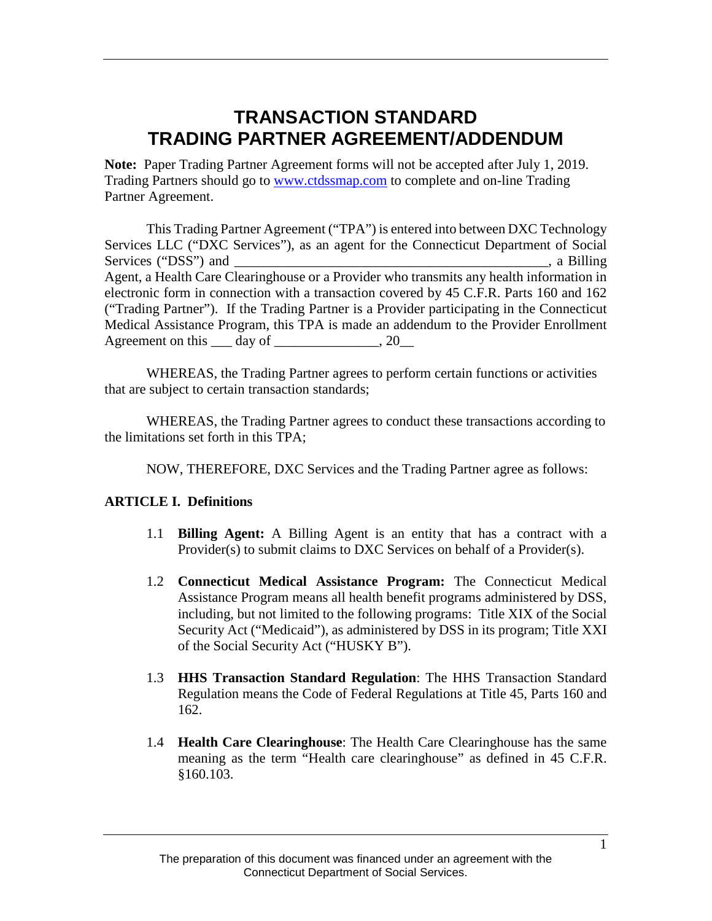# TRANSACTION STANDARD TRADING PARTNER AGREEMENT/ADDENDUM

**Note:** Paper Trading Partner Agreement forms will not be accepted after July 1, 2019. Trading Partners should go to [www.ctdssmap.com](http://www.ctdssmap.com) to complete and on-line Trading Partner Agreement.

This Trading Partner Agreement ("TPA") is entered into between DXC Technology Services LLC ("DXC Services"), as an agent for the Connecticut Department of Social Services ("DSS") and _____________________________________________, a Billing Agent, a Health Care Clearinghouse or a Provider who transmits any health information in electronic form in connection with a transaction covered by 45 C.F.R. Parts 160 and 162 ("Trading Partner"). If the Trading Partner is a Provider participating in the Connecticut Medical Assistance Program, this TPA is made an addendum to the Provider Enrollment Agreement on this ___ day of _______________, 20__

WHEREAS, the Trading Partner agrees to perform certain functions or activities that are subject to certain transaction standards;

WHEREAS, the Trading Partner agrees to conduct these transactions according to the limitations set forth in this TPA;

NOW, THEREFORE, DXC Services and the Trading Partner agree as follows:

## ARTICLE I. Definitions

1.1 **Billing Agent:** A Billing Agent is an entity that has a contract with a Provider(s) to submit claims to DXC Services on behalf of a Provider(s).

1.2 **Connecticut Medical Assistance Program:** The Connecticut Medical Assistance Program means all health benefit programs administered by DSS, including, but not limited to the following programs: Title XIX of the Social Security Act ("Medicaid"), as administered by DSS in its program; Title XXI of the Social Security Act ("HUSKY B").

1.3 **HHS Transaction Standard Regulation**: The HHS Transaction Standard Regulation means the Code of Federal Regulations at Title 45, Parts 160 and 162.

1.4 **Health Care Clearinghouse**: The Health Care Clearinghouse has the same meaning as the term "Health care clearinghouse" as defined in 45 C.F.R. §160.103.

The preparation of this document was financed under an agreement with the Connecticut Department of Social Services.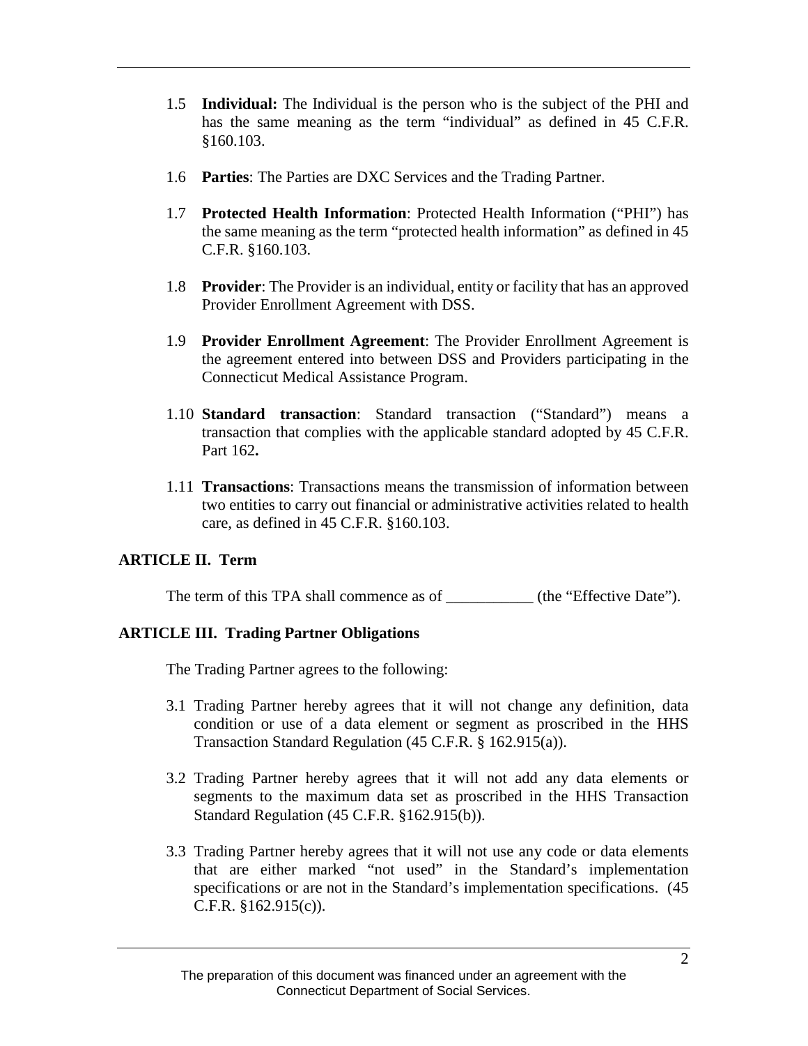1.5 **Individual:** The Individual is the person who is the subject of the PHI and has the same meaning as the term "individual" as defined in 45 C.F.R. §160.103.

1.6 **Parties**: The Parties are DXC Services and the Trading Partner.

1.7 **Protected Health Information**: Protected Health Information ("PHI") has the same meaning as the term "protected health information" as defined in 45 C.F.R. §160.103.

1.8 **Provider**: The Provider is an individual, entity or facility that has an approved Provider Enrollment Agreement with DSS.

1.9 **Provider Enrollment Agreement**: The Provider Enrollment Agreement is the agreement entered into between DSS and Providers participating in the Connecticut Medical Assistance Program.

1.10 **Standard transaction**: Standard transaction ("Standard") means a transaction that complies with the applicable standard adopted by 45 C.F.R. Part 162**.**

1.11 **Transactions**: Transactions means the transmission of information between two entities to carry out financial or administrative activities related to health care, as defined in 45 C.F.R. §160.103.

## ARTICLE II. Term

The term of this TPA shall commence as of ___________ (the "Effective Date").

## ARTICLE III. Trading Partner Obligations

The Trading Partner agrees to the following:

3.1 Trading Partner hereby agrees that it will not change any definition, data condition or use of a data element or segment as proscribed in the HHS Transaction Standard Regulation (45 C.F.R. § 162.915(a)).

3.2 Trading Partner hereby agrees that it will not add any data elements or segments to the maximum data set as proscribed in the HHS Transaction Standard Regulation (45 C.F.R. §162.915(b)).

3.3 Trading Partner hereby agrees that it will not use any code or data elements that are either marked "not used" in the Standard's implementation specifications or are not in the Standard's implementation specifications. (45 C.F.R. §162.915(c)).

The preparation of this document was financed under an agreement with the Connecticut Department of Social Services.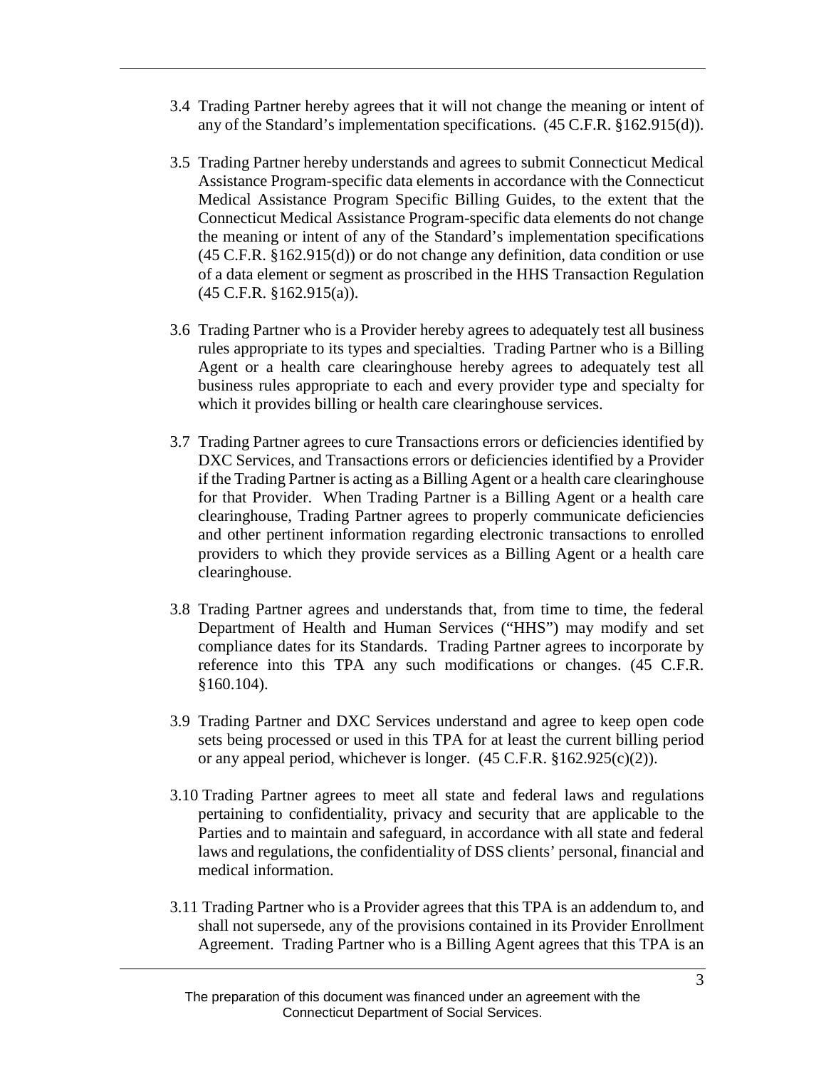3.4 Trading Partner hereby agrees that it will not change the meaning or intent of any of the Standard's implementation specifications. (45 C.F.R. §162.915(d)).

3.5 Trading Partner hereby understands and agrees to submit Connecticut Medical Assistance Program-specific data elements in accordance with the Connecticut Medical Assistance Program Specific Billing Guides, to the extent that the Connecticut Medical Assistance Program-specific data elements do not change the meaning or intent of any of the Standard's implementation specifications (45 C.F.R. §162.915(d)) or do not change any definition, data condition or use of a data element or segment as proscribed in the HHS Transaction Regulation (45 C.F.R. §162.915(a)).

3.6 Trading Partner who is a Provider hereby agrees to adequately test all business rules appropriate to its types and specialties. Trading Partner who is a Billing Agent or a health care clearinghouse hereby agrees to adequately test all business rules appropriate to each and every provider type and specialty for which it provides billing or health care clearinghouse services.

3.7 Trading Partner agrees to cure Transactions errors or deficiencies identified by DXC Services, and Transactions errors or deficiencies identified by a Provider if the Trading Partner is acting as a Billing Agent or a health care clearinghouse for that Provider. When Trading Partner is a Billing Agent or a health care clearinghouse, Trading Partner agrees to properly communicate deficiencies and other pertinent information regarding electronic transactions to enrolled providers to which they provide services as a Billing Agent or a health care clearinghouse.

3.8 Trading Partner agrees and understands that, from time to time, the federal Department of Health and Human Services ("HHS") may modify and set compliance dates for its Standards. Trading Partner agrees to incorporate by reference into this TPA any such modifications or changes. (45 C.F.R. §160.104).

3.9 Trading Partner and DXC Services understand and agree to keep open code sets being processed or used in this TPA for at least the current billing period or any appeal period, whichever is longer. (45 C.F.R. §162.925(c)(2)).

3.10 Trading Partner agrees to meet all state and federal laws and regulations pertaining to confidentiality, privacy and security that are applicable to the Parties and to maintain and safeguard, in accordance with all state and federal laws and regulations, the confidentiality of DSS clients' personal, financial and medical information.

3.11 Trading Partner who is a Provider agrees that this TPA is an addendum to, and shall not supersede, any of the provisions contained in its Provider Enrollment Agreement. Trading Partner who is a Billing Agent agrees that this TPA is an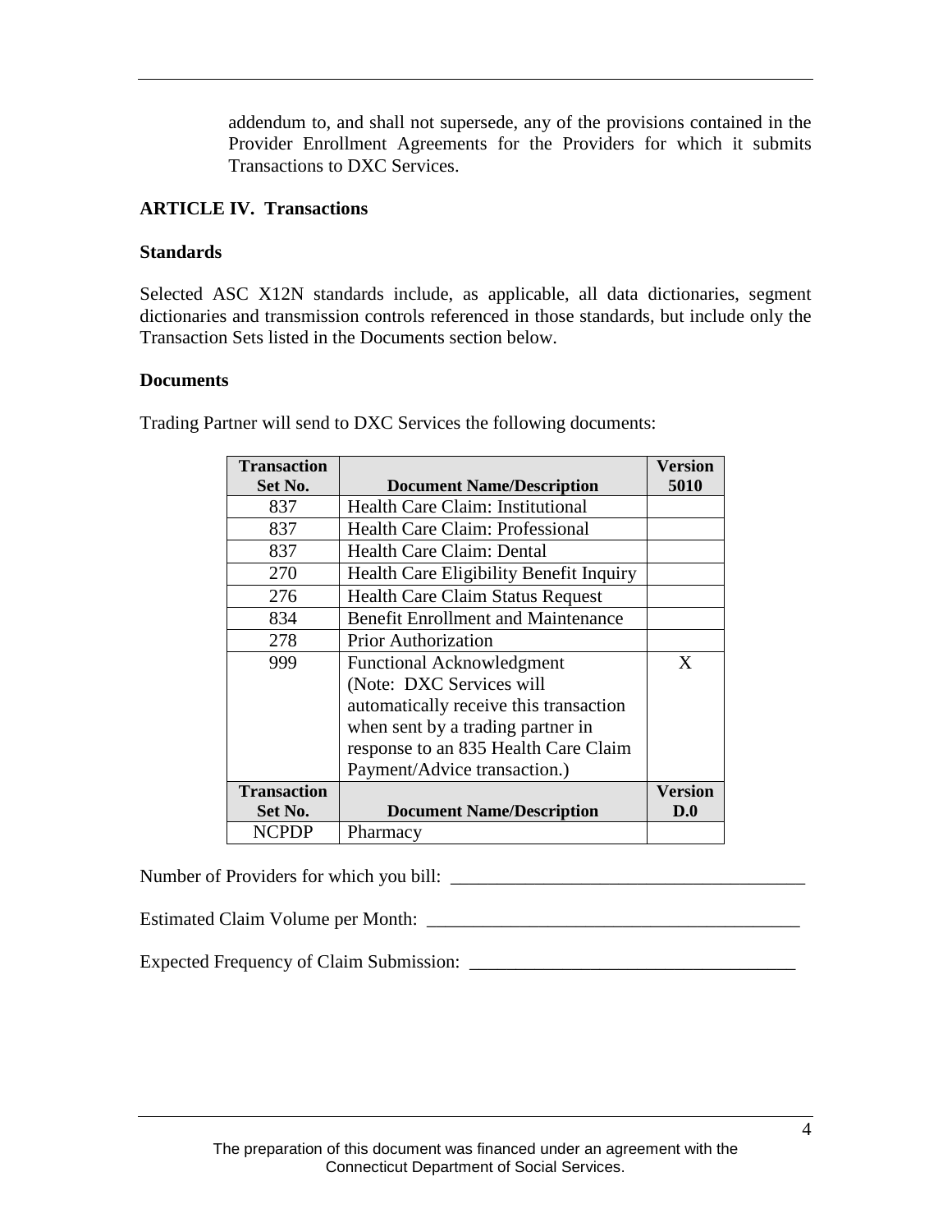addendum to, and shall not supersede, any of the provisions contained in the Provider Enrollment Agreements for the Providers for which it submits Transactions to DXC Services.

**ARTICLE IV. Transactions**

**Standards**

Selected ASC X12N standards include, as applicable, all data dictionaries, segment dictionaries and transmission controls referenced in those standards, but include only the Transaction Sets listed in the Documents section below.

**Documents**

Trading Partner will send to DXC Services the following documents:

| Transaction Set No. | Document Name/Description | Version 5010 |
|---|---|---|
| 837 | Health Care Claim: Institutional | |
| 837 | Health Care Claim: Professional | |
| 837 | Health Care Claim: Dental | |
| 270 | Health Care Eligibility Benefit Inquiry | |
| 276 | Health Care Claim Status Request | |
| 834 | Benefit Enrollment and Maintenance | |
| 278 | Prior Authorization | |
| 999 | Functional Acknowledgment (Note: DXC Services will automatically receive this transaction when sent by a trading partner in response to an 835 Health Care Claim Payment/Advice transaction.) | X |
| **Transaction Set No.** | **Document Name/Description** | **Version D.0** |
| NCPDP | Pharmacy | |

Number of Providers for which you bill: ______________________________________

Estimated Claim Volume per Month: ________________________________________

Expected Frequency of Claim Submission: ___________________________________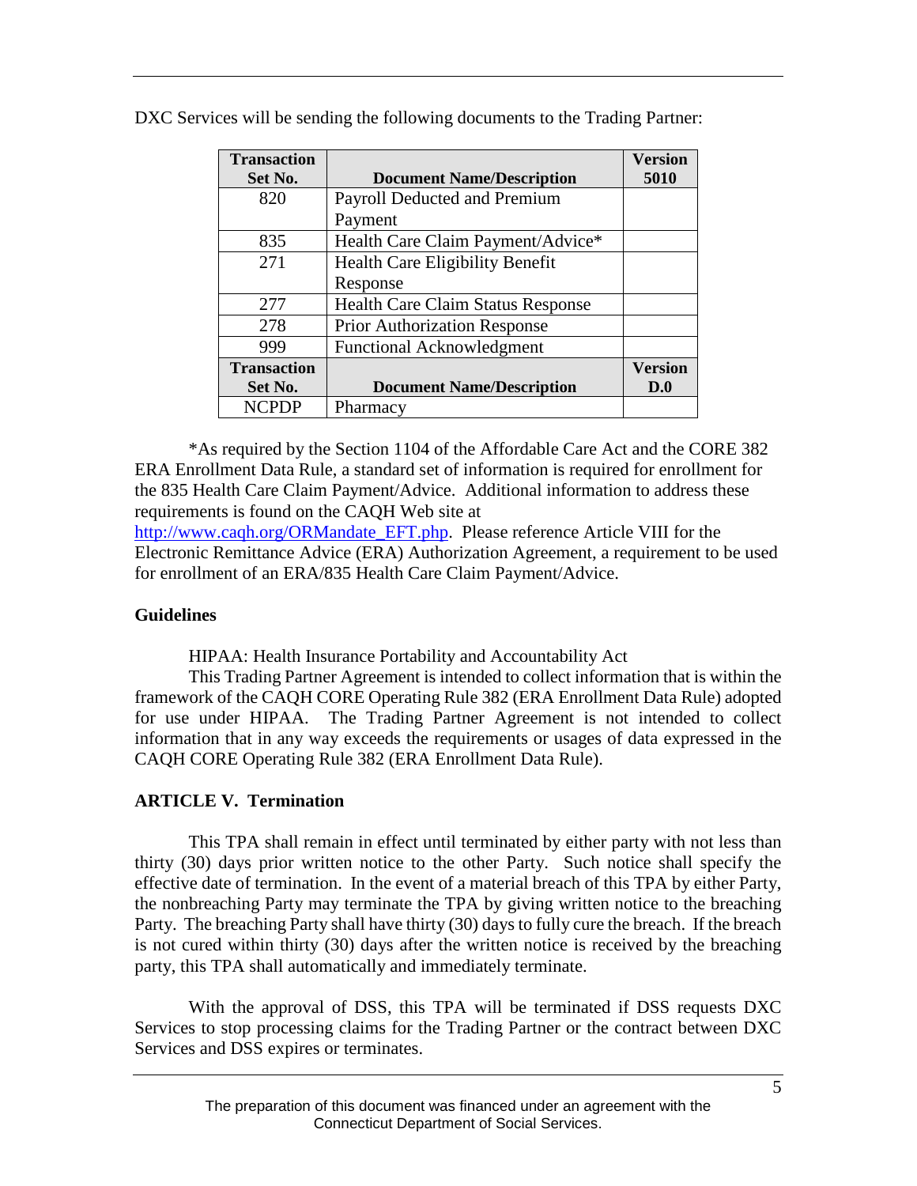DXC Services will be sending the following documents to the Trading Partner:

| Transaction Set No. | Document Name/Description | Version 5010 |
|---|---|---|
| 820 | Payroll Deducted and Premium Payment | |
| 835 | Health Care Claim Payment/Advice* | |
| 271 | Health Care Eligibility Benefit Response | |
| 277 | Health Care Claim Status Response | |
| 278 | Prior Authorization Response | |
| 999 | Functional Acknowledgment | |
| **Transaction Set No.** | **Document Name/Description** | **Version D.0** |
| NCPDP | Pharmacy | |

*As required by the Section 1104 of the Affordable Care Act and the CORE 382 ERA Enrollment Data Rule, a standard set of information is required for enrollment for the 835 Health Care Claim Payment/Advice. Additional information to address these requirements is found on the CAQH Web site at http://www.caqh.org/ORMandate_EFT.php. Please reference Article VIII for the Electronic Remittance Advice (ERA) Authorization Agreement, a requirement to be used for enrollment of an ERA/835 Health Care Claim Payment/Advice.

**Guidelines**

HIPAA: Health Insurance Portability and Accountability Act

This Trading Partner Agreement is intended to collect information that is within the framework of the CAQH CORE Operating Rule 382 (ERA Enrollment Data Rule) adopted for use under HIPAA. The Trading Partner Agreement is not intended to collect information that in any way exceeds the requirements or usages of data expressed in the CAQH CORE Operating Rule 382 (ERA Enrollment Data Rule).

## ARTICLE V. Termination

This TPA shall remain in effect until terminated by either party with not less than thirty (30) days prior written notice to the other Party. Such notice shall specify the effective date of termination. In the event of a material breach of this TPA by either Party, the nonbreaching Party may terminate the TPA by giving written notice to the breaching Party. The breaching Party shall have thirty (30) days to fully cure the breach. If the breach is not cured within thirty (30) days after the written notice is received by the breaching party, this TPA shall automatically and immediately terminate.

With the approval of DSS, this TPA will be terminated if DSS requests DXC Services to stop processing claims for the Trading Partner or the contract between DXC Services and DSS expires or terminates.

The preparation of this document was financed under an agreement with the Connecticut Department of Social Services.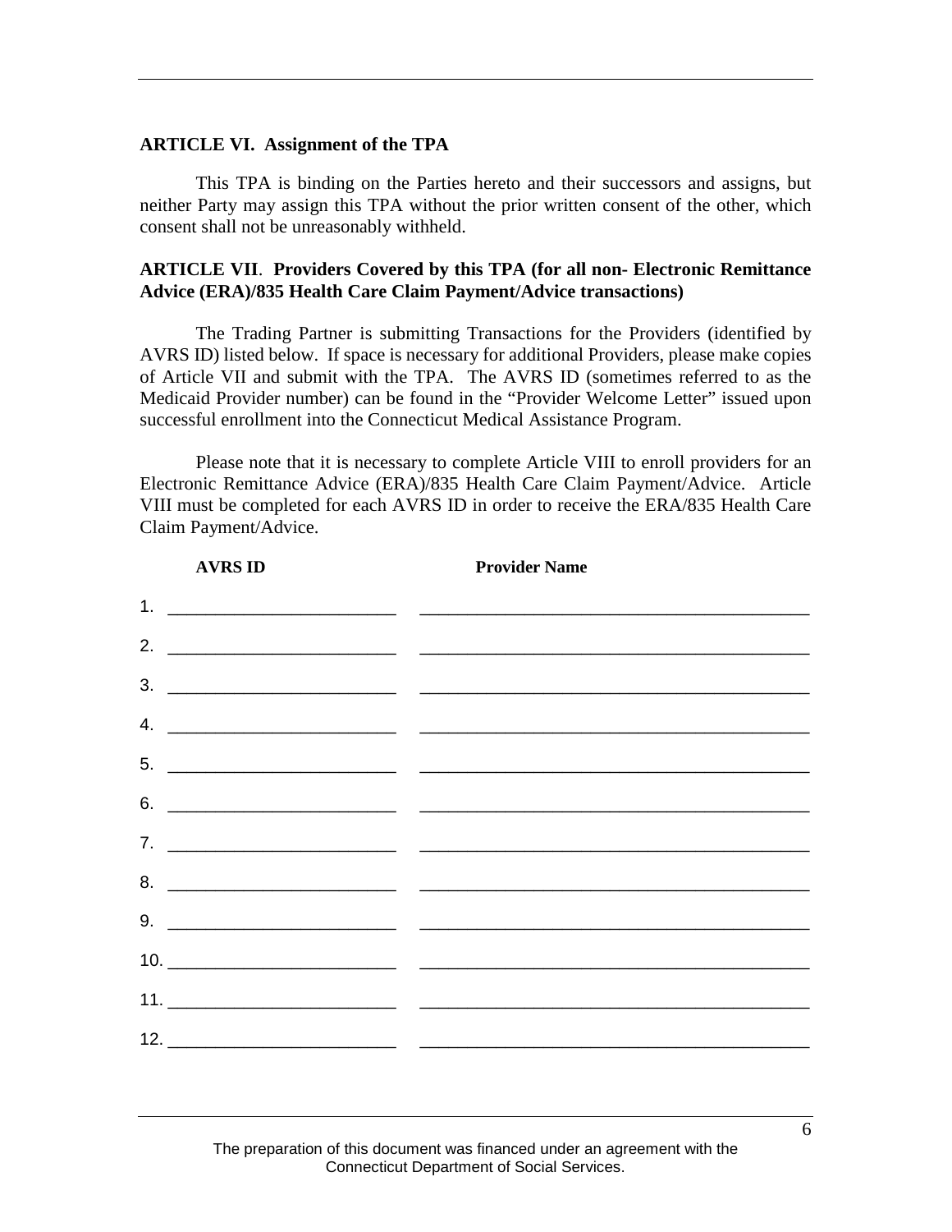**ARTICLE VI. Assignment of the TPA**

This TPA is binding on the Parties hereto and their successors and assigns, but neither Party may assign this TPA without the prior written consent of the other, which consent shall not be unreasonably withheld.

**ARTICLE VII. Providers Covered by this TPA (for all non- Electronic Remittance Advice (ERA)/835 Health Care Claim Payment/Advice transactions)**

The Trading Partner is submitting Transactions for the Providers (identified by AVRS ID) listed below. If space is necessary for additional Providers, please make copies of Article VII and submit with the TPA. The AVRS ID (sometimes referred to as the Medicaid Provider number) can be found in the "Provider Welcome Letter" issued upon successful enrollment into the Connecticut Medical Assistance Program.

Please note that it is necessary to complete Article VIII to enroll providers for an Electronic Remittance Advice (ERA)/835 Health Care Claim Payment/Advice. Article VIII must be completed for each AVRS ID in order to receive the ERA/835 Health Care Claim Payment/Advice.

| | AVRS ID | Provider Name |
|---|---|---|
| 1. | | |
| 2. | | |
| 3. | | |
| 4. | | |
| 5. | | |
| 6. | | |
| 7. | | |
| 8. | | |
| 9. | | |
| 10. | | |
| 11. | | |
| 12. | | |

The preparation of this document was financed under an agreement with the Connecticut Department of Social Services.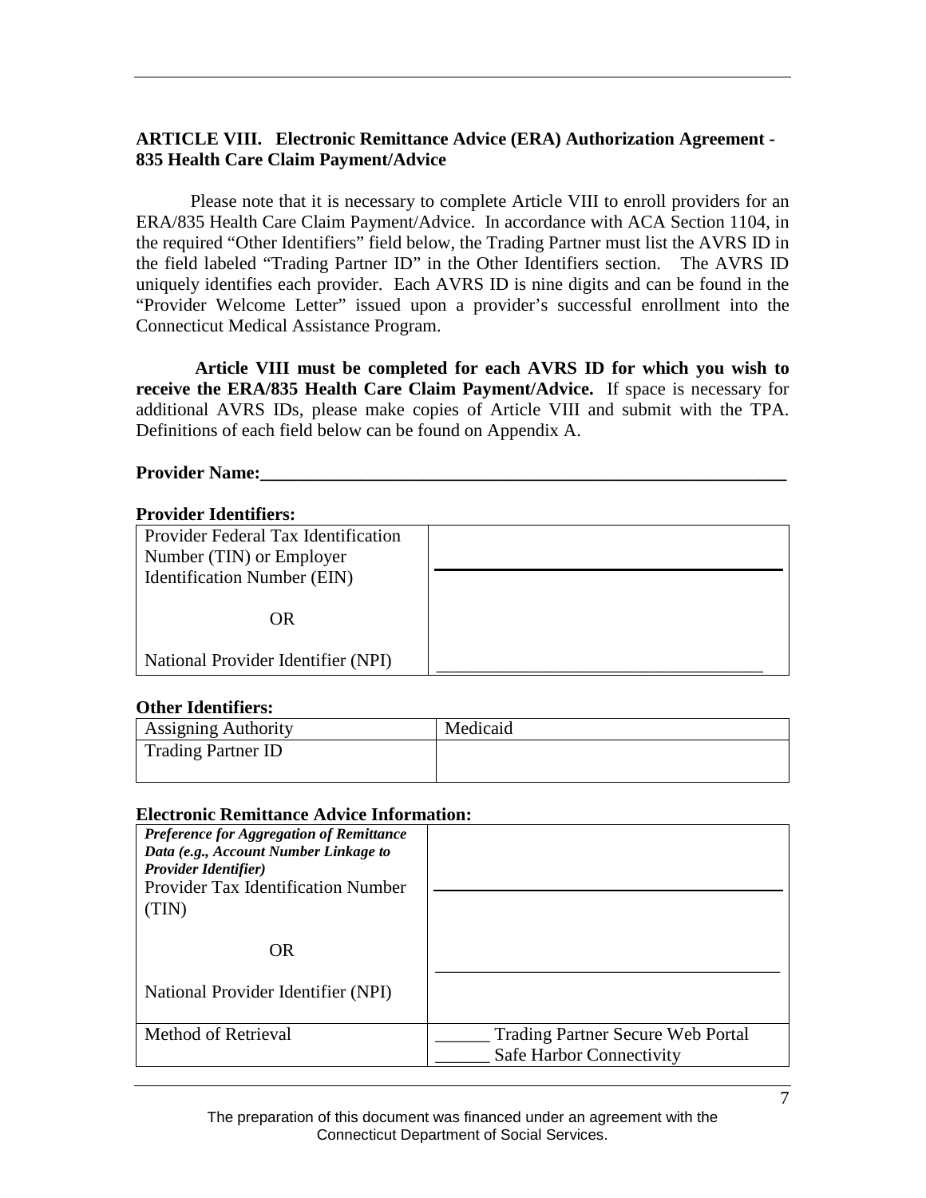## ARTICLE VIII. Electronic Remittance Advice (ERA) Authorization Agreement - 835 Health Care Claim Payment/Advice

Please note that it is necessary to complete Article VIII to enroll providers for an ERA/835 Health Care Claim Payment/Advice. In accordance with ACA Section 1104, in the required "Other Identifiers" field below, the Trading Partner must list the AVRS ID in the field labeled "Trading Partner ID" in the Other Identifiers section. The AVRS ID uniquely identifies each provider. Each AVRS ID is nine digits and can be found in the "Provider Welcome Letter" issued upon a provider's successful enrollment into the Connecticut Medical Assistance Program.

**Article VIII must be completed for each AVRS ID for which you wish to receive the ERA/835 Health Care Claim Payment/Advice.** If space is necessary for additional AVRS IDs, please make copies of Article VIII and submit with the TPA. Definitions of each field below can be found on Appendix A.

**Provider Name:**\_\_\_\_\_\_\_\_\_\_\_\_\_\_\_\_\_\_\_\_\_\_\_\_\_\_\_\_\_\_\_\_\_\_\_\_\_\_\_\_\_\_\_\_\_\_\_\_\_\_\_\_\_\_\_\_

**Provider Identifiers:**

| | |
|---|---|
| Provider Federal Tax Identification Number (TIN) or Employer Identification Number (EIN) | \_\_\_\_\_\_\_\_\_\_\_\_\_\_\_\_\_\_\_\_\_\_\_\_\_\_\_\_\_\_\_\_\_\_\_\_ |
| OR | |
| National Provider Identifier (NPI) | \_\_\_\_\_\_\_\_\_\_\_\_\_\_\_\_\_\_\_\_\_\_\_\_\_\_\_\_\_\_\_\_\_\_\_\_ |

**Other Identifiers:**

| | |
|---|---|
| Assigning Authority | Medicaid |
| Trading Partner ID | |

**Electronic Remittance Advice Information:**

| | |
|---|---|
| ***Preference for Aggregation of Remittance Data (e.g., Account Number Linkage to Provider Identifier)*** Provider Tax Identification Number (TIN) | \_\_\_\_\_\_\_\_\_\_\_\_\_\_\_\_\_\_\_\_\_\_\_\_\_\_\_\_\_\_\_\_\_\_\_\_ |
| OR | |
| National Provider Identifier (NPI) | \_\_\_\_\_\_\_\_\_\_\_\_\_\_\_\_\_\_\_\_\_\_\_\_\_\_\_\_\_\_\_\_\_\_\_\_ |
| Method of Retrieval | \_\_\_\_\_\_ Trading Partner Secure Web Portal<br>\_\_\_\_\_\_ Safe Harbor Connectivity |

The preparation of this document was financed under an agreement with the Connecticut Department of Social Services.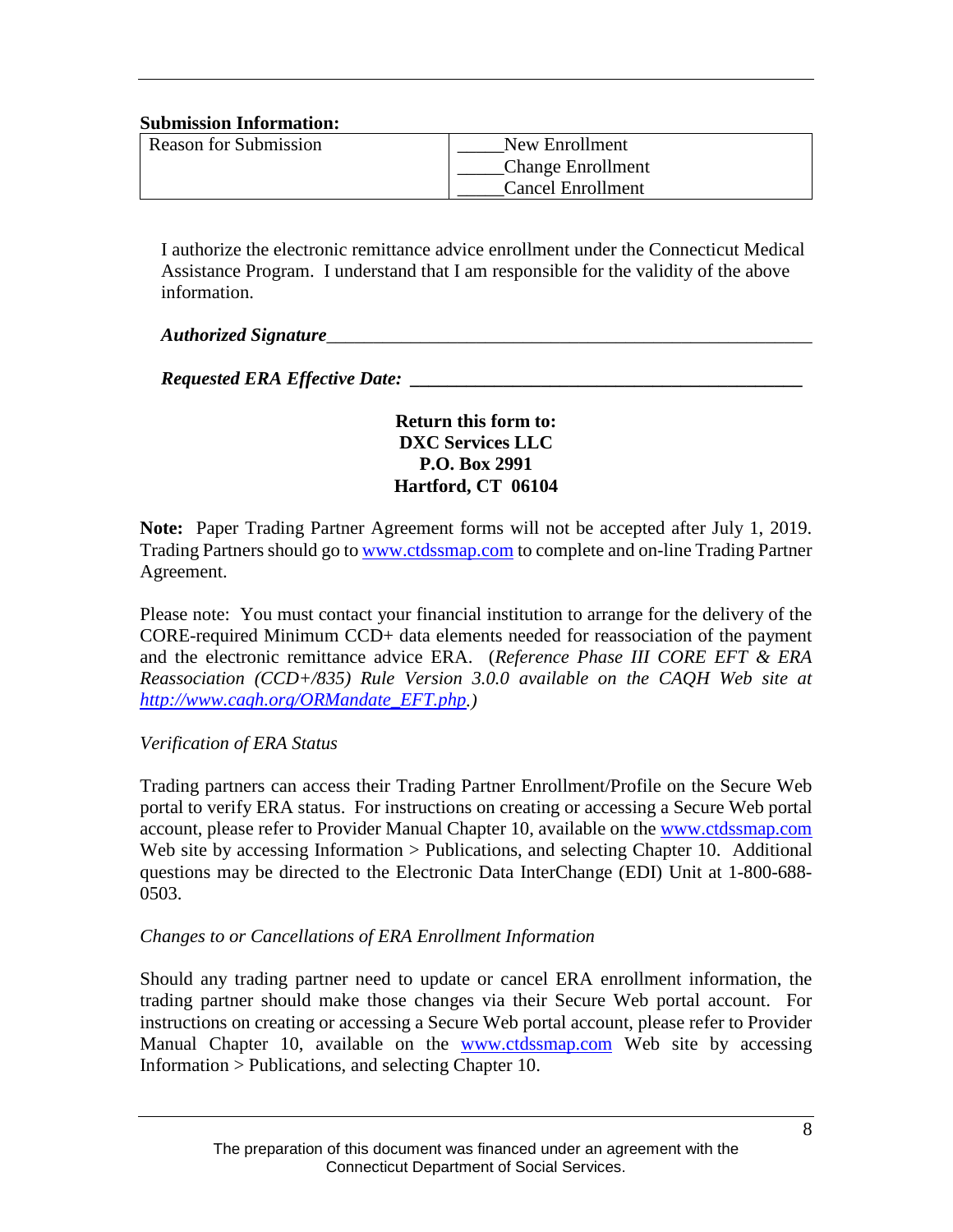**Submission Information:**

| Reason for Submission | _____New Enrollment<br>_____Change Enrollment<br>_____Cancel Enrollment |
|---|---|

I authorize the electronic remittance advice enrollment under the Connecticut Medical Assistance Program. I understand that I am responsible for the validity of the above information.

***Authorized Signature***_____________________________________________________

***Requested ERA Effective Date:*** ________________________________________

**Return this form to:**
**DXC Services LLC**
**P.O. Box 2991**
**Hartford, CT 06104**

**Note:** Paper Trading Partner Agreement forms will not be accepted after July 1, 2019. Trading Partners should go to www.ctdssmap.com to complete and on-line Trading Partner Agreement.

Please note: You must contact your financial institution to arrange for the delivery of the CORE-required Minimum CCD+ data elements needed for reassociation of the payment and the electronic remittance advice ERA. (*Reference Phase III CORE EFT & ERA Reassociation (CCD+/835) Rule Version 3.0.0 available on the CAQH Web site at http://www.caqh.org/ORMandate_EFT.php.*)

*Verification of ERA Status*

Trading partners can access their Trading Partner Enrollment/Profile on the Secure Web portal to verify ERA status. For instructions on creating or accessing a Secure Web portal account, please refer to Provider Manual Chapter 10, available on the www.ctdssmap.com Web site by accessing Information > Publications, and selecting Chapter 10. Additional questions may be directed to the Electronic Data InterChange (EDI) Unit at 1-800-688-0503.

*Changes to or Cancellations of ERA Enrollment Information*

Should any trading partner need to update or cancel ERA enrollment information, the trading partner should make those changes via their Secure Web portal account. For instructions on creating or accessing a Secure Web portal account, please refer to Provider Manual Chapter 10, available on the www.ctdssmap.com Web site by accessing Information > Publications, and selecting Chapter 10.

The preparation of this document was financed under an agreement with the Connecticut Department of Social Services.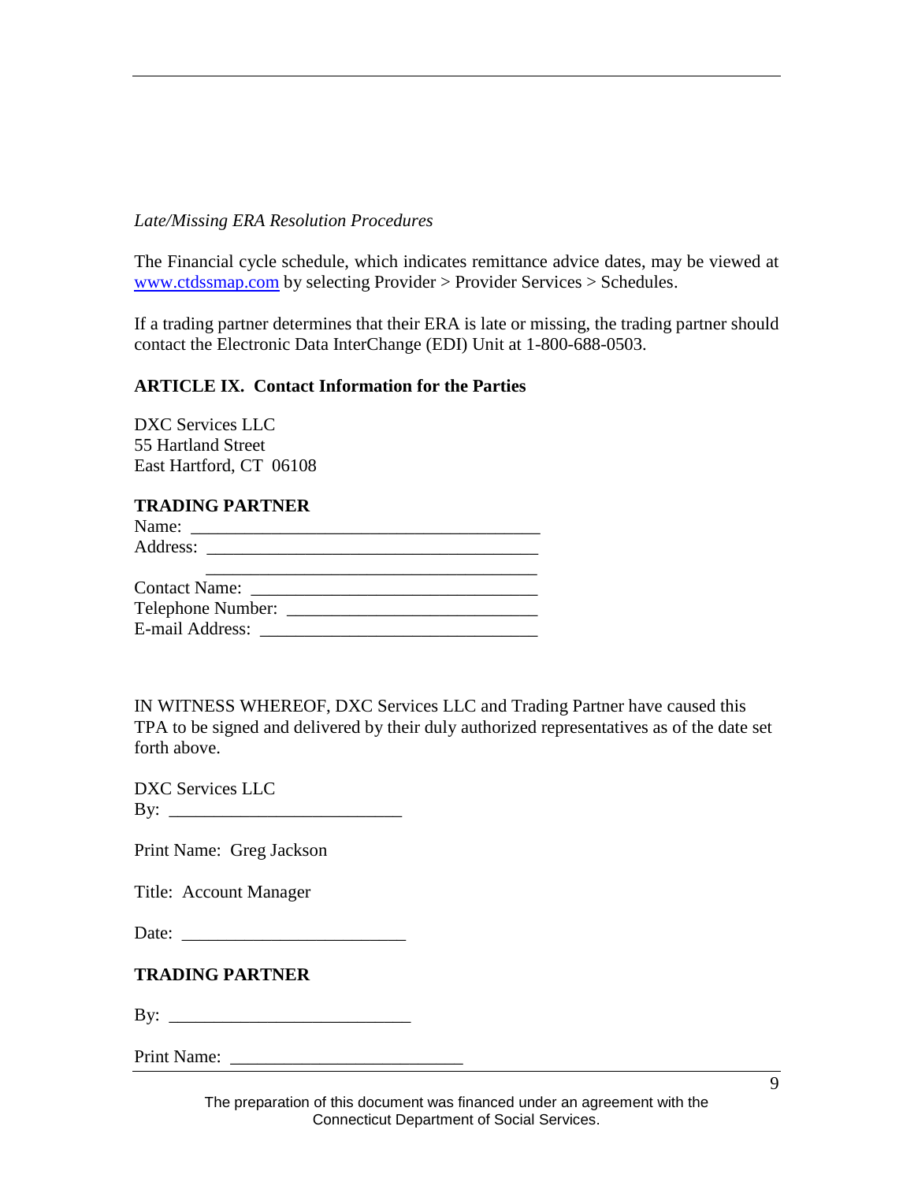*Late/Missing ERA Resolution Procedures*

The Financial cycle schedule, which indicates remittance advice dates, may be viewed at [www.ctdssmap.com](www.ctdssmap.com) by selecting Provider > Provider Services > Schedules.

If a trading partner determines that their ERA is late or missing, the trading partner should contact the Electronic Data InterChange (EDI) Unit at 1-800-688-0503.

**ARTICLE IX. Contact Information for the Parties**

DXC Services LLC
55 Hartland Street
East Hartford, CT 06108

**TRADING PARTNER**

Name: ______________________________________
Address: ____________________________________
______________________________________
Contact Name: _______________________________
Telephone Number: ___________________________
E-mail Address: ______________________________

IN WITNESS WHEREOF, DXC Services LLC and Trading Partner have caused this TPA to be signed and delivered by their duly authorized representatives as of the date set forth above.

DXC Services LLC
By: __________________________

Print Name: Greg Jackson

Title: Account Manager

Date: _________________________

**TRADING PARTNER**

By: __________________________

Print Name: _________________________

The preparation of this document was financed under an agreement with the Connecticut Department of Social Services.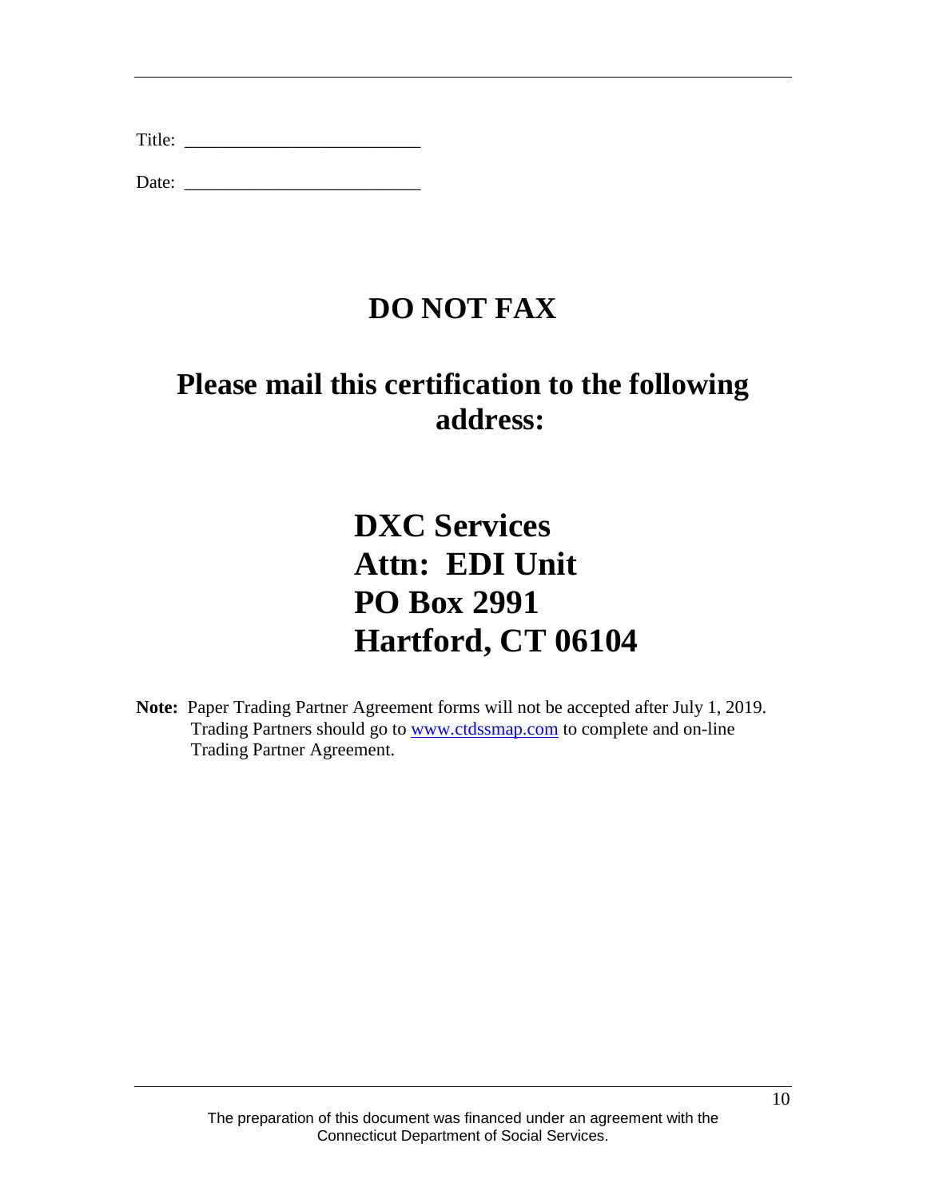Title: \_\_\_\_\_\_\_\_\_\_\_\_\_\_\_\_\_\_\_\_\_\_\_\_\_\_

Date: \_\_\_\_\_\_\_\_\_\_\_\_\_\_\_\_\_\_\_\_\_\_\_\_\_\_

## DO NOT FAX

## Please mail this certification to the following address:

## DXC Services
## Attn: EDI Unit
## PO Box 2991
## Hartford, CT 06104

**Note:** Paper Trading Partner Agreement forms will not be accepted after July 1, 2019. Trading Partners should go to [www.ctdssmap.com](www.ctdssmap.com) to complete and on-line Trading Partner Agreement.

The preparation of this document was financed under an agreement with the Connecticut Department of Social Services.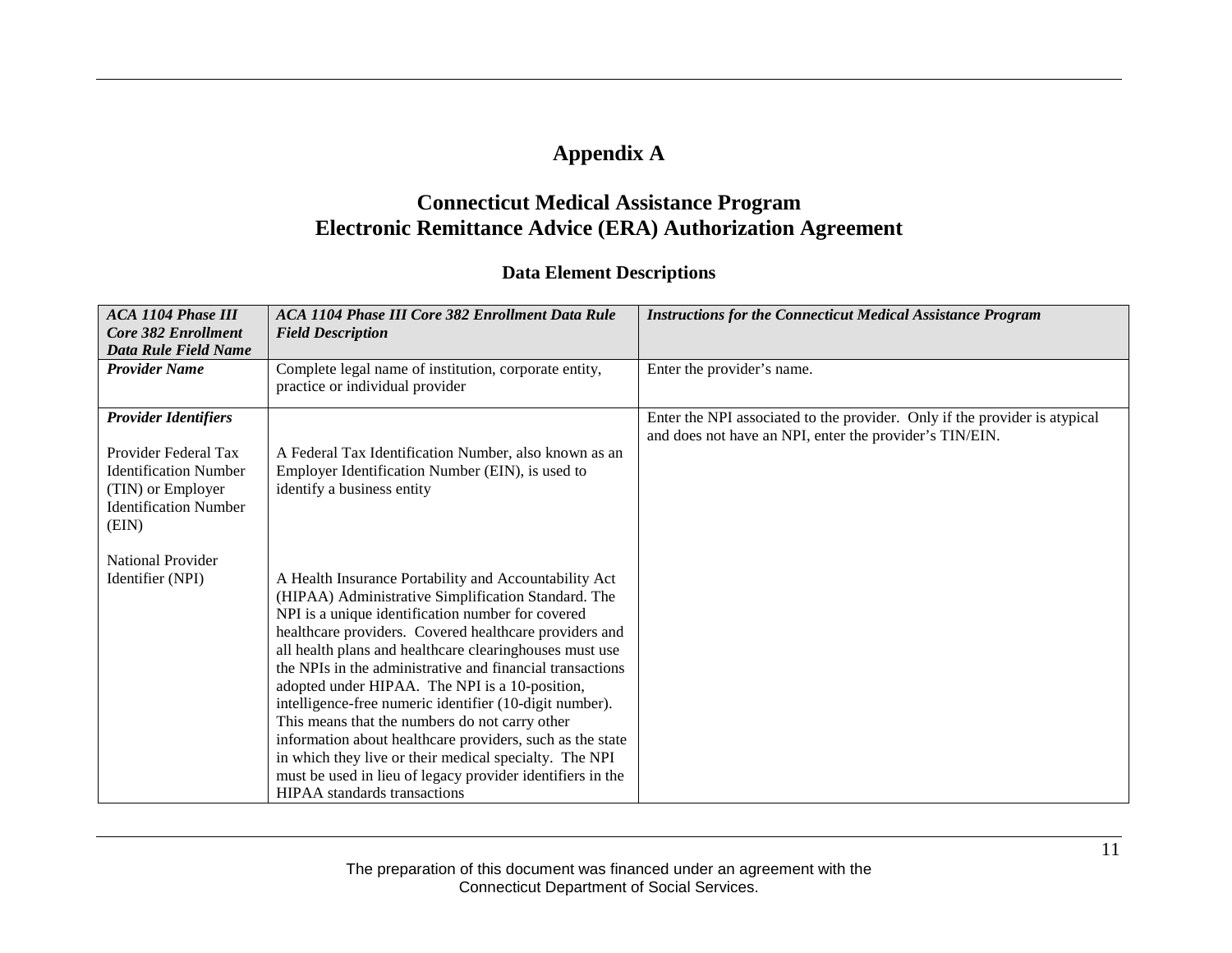# Appendix A

## Connecticut Medical Assistance Program
## Electronic Remittance Advice (ERA) Authorization Agreement

### Data Element Descriptions

| *ACA 1104 Phase III Core 382 Enrollment Data Rule Field Name* | *ACA 1104 Phase III Core 382 Enrollment Data Rule Field Description* | *Instructions for the Connecticut Medical Assistance Program* |
|---|---|---|
| ***Provider Name*** | Complete legal name of institution, corporate entity, practice or individual provider | Enter the provider's name. |
| ***Provider Identifiers*** <br><br> Provider Federal Tax Identification Number (TIN) or Employer Identification Number (EIN) <br><br> National Provider Identifier (NPI) | A Federal Tax Identification Number, also known as an Employer Identification Number (EIN), is used to identify a business entity <br><br> A Health Insurance Portability and Accountability Act (HIPAA) Administrative Simplification Standard. The NPI is a unique identification number for covered healthcare providers. Covered healthcare providers and all health plans and healthcare clearinghouses must use the NPIs in the administrative and financial transactions adopted under HIPAA. The NPI is a 10-position, intelligence-free numeric identifier (10-digit number). This means that the numbers do not carry other information about healthcare providers, such as the state in which they live or their medical specialty. The NPI must be used in lieu of legacy provider identifiers in the HIPAA standards transactions | Enter the NPI associated to the provider. Only if the provider is atypical and does not have an NPI, enter the provider's TIN/EIN. |

The preparation of this document was financed under an agreement with the Connecticut Department of Social Services.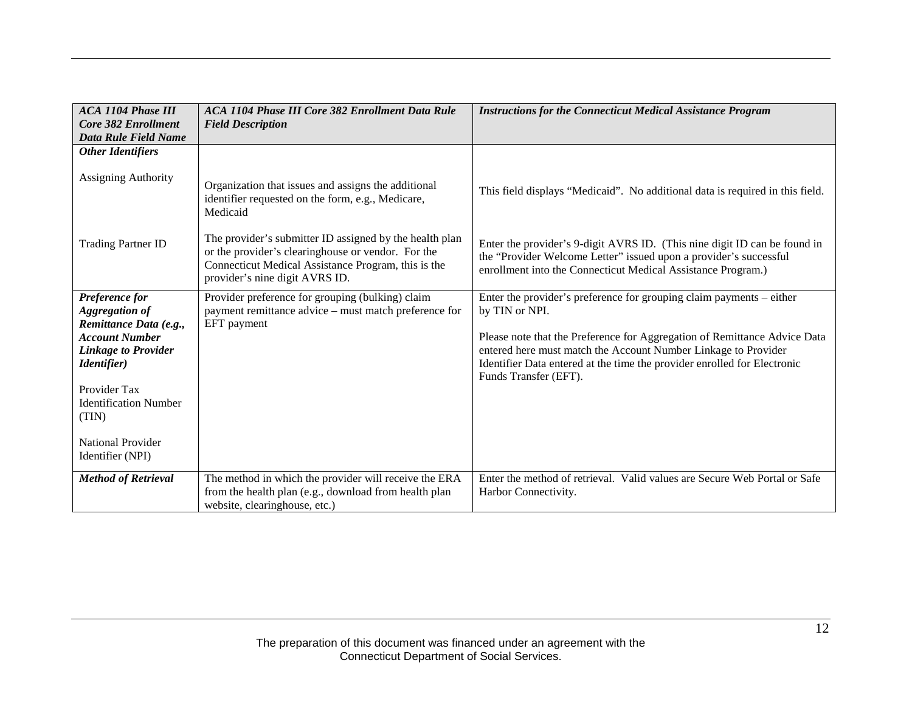| *ACA 1104 Phase III Core 382 Enrollment Data Rule Field Name* | *ACA 1104 Phase III Core 382 Enrollment Data Rule Field Description* | *Instructions for the Connecticut Medical Assistance Program* |
|---|---|---|
| ***Other Identifiers*** | | |
| Assigning Authority | Organization that issues and assigns the additional identifier requested on the form, e.g., Medicare, Medicaid | This field displays "Medicaid". No additional data is required in this field. |
| Trading Partner ID | The provider's submitter ID assigned by the health plan or the provider's clearinghouse or vendor. For the Connecticut Medical Assistance Program, this is the provider's nine digit AVRS ID. | Enter the provider's 9-digit AVRS ID. (This nine digit ID can be found in the "Provider Welcome Letter" issued upon a provider's successful enrollment into the Connecticut Medical Assistance Program.) |
| ***Preference for Aggregation of Remittance Data (e.g., Account Number Linkage to Provider Identifier)***<br><br>Provider Tax Identification Number (TIN)<br><br>National Provider Identifier (NPI) | Provider preference for grouping (bulking) claim payment remittance advice – must match preference for EFT payment | Enter the provider's preference for grouping claim payments – either by TIN or NPI.<br><br>Please note that the Preference for Aggregation of Remittance Advice Data entered here must match the Account Number Linkage to Provider Identifier Data entered at the time the provider enrolled for Electronic Funds Transfer (EFT). |
| ***Method of Retrieval*** | The method in which the provider will receive the ERA from the health plan (e.g., download from health plan website, clearinghouse, etc.) | Enter the method of retrieval. Valid values are Secure Web Portal or Safe Harbor Connectivity. |

The preparation of this document was financed under an agreement with the Connecticut Department of Social Services.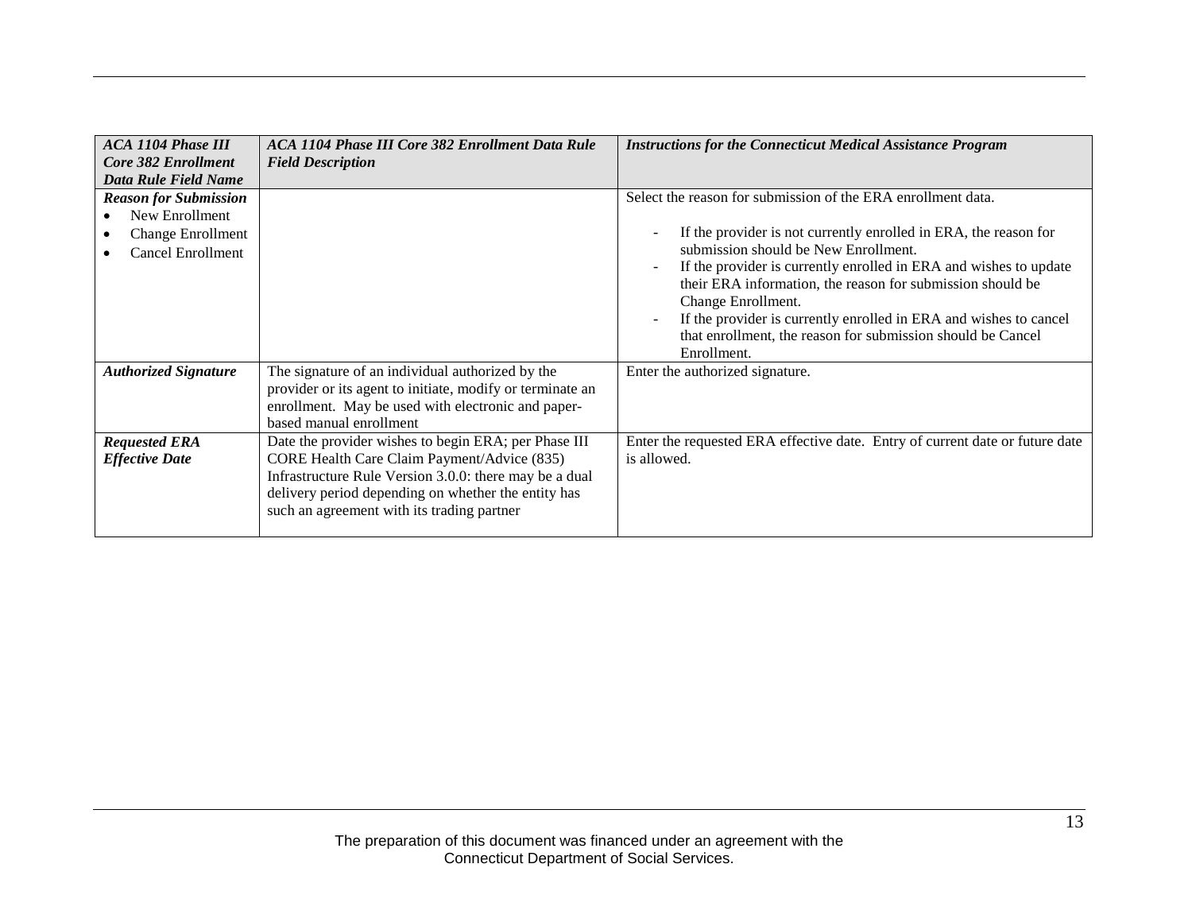| *ACA 1104 Phase III Core 382 Enrollment Data Rule Field Name* | *ACA 1104 Phase III Core 382 Enrollment Data Rule Field Description* | *Instructions for the Connecticut Medical Assistance Program* |
|---|---|---|
| ***Reason for Submission*** <br>• New Enrollment<br>• Change Enrollment<br>• Cancel Enrollment | | Select the reason for submission of the ERA enrollment data.<br><br>- If the provider is not currently enrolled in ERA, the reason for submission should be New Enrollment.<br>- If the provider is currently enrolled in ERA and wishes to update their ERA information, the reason for submission should be Change Enrollment.<br>- If the provider is currently enrolled in ERA and wishes to cancel that enrollment, the reason for submission should be Cancel Enrollment. |
| ***Authorized Signature*** | The signature of an individual authorized by the provider or its agent to initiate, modify or terminate an enrollment. May be used with electronic and paper-based manual enrollment | Enter the authorized signature. |
| ***Requested ERA Effective Date*** | Date the provider wishes to begin ERA; per Phase III CORE Health Care Claim Payment/Advice (835) Infrastructure Rule Version 3.0.0: there may be a dual delivery period depending on whether the entity has such an agreement with its trading partner | Enter the requested ERA effective date. Entry of current date or future date is allowed. |

The preparation of this document was financed under an agreement with the Connecticut Department of Social Services.